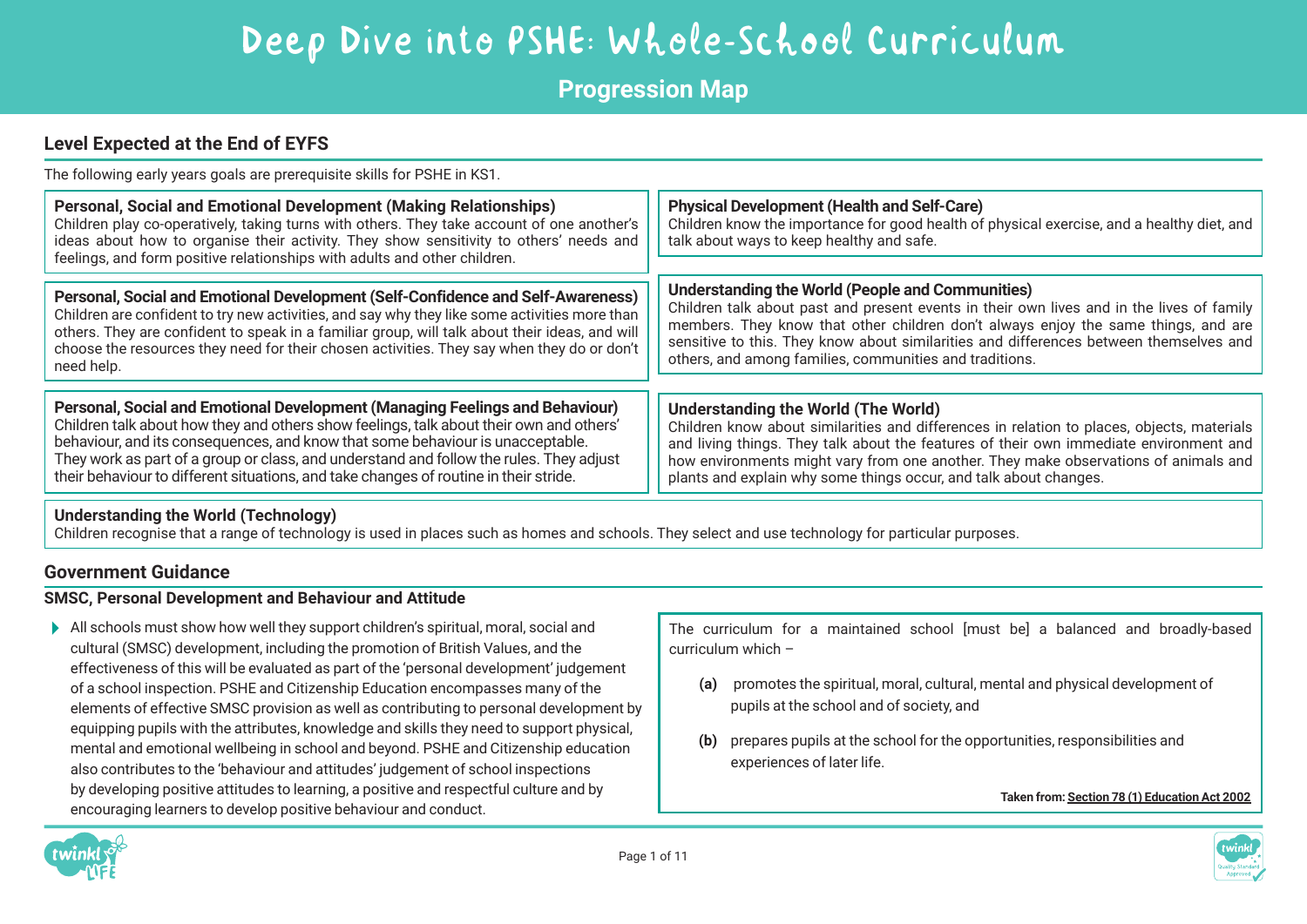# Deep Dive into PSHE: Whole-School Curriculum

## Progression Map

### Level Expected at the End of EYFS

The following early years goals are prerequisite skills for PSHE in KS1.

**Personal, Social and Emotional Development (Making Relationships)**
Children play co-operatively, taking turns with others. They take account of one another's ideas about how to organise their activity. They show sensitivity to others' needs and feelings, and form positive relationships with adults and other children.

**Personal, Social and Emotional Development (Self-Confidence and Self-Awareness)**
Children are confident to try new activities, and say why they like some activities more than others. They are confident to speak in a familiar group, will talk about their ideas, and will choose the resources they need for their chosen activities. They say when they do or don't need help.

**Personal, Social and Emotional Development (Managing Feelings and Behaviour)**
Children talk about how they and others show feelings, talk about their own and others' behaviour, and its consequences, and know that some behaviour is unacceptable. They work as part of a group or class, and understand and follow the rules. They adjust their behaviour to different situations, and take changes of routine in their stride.

**Physical Development (Health and Self-Care)**
Children know the importance for good health of physical exercise, and a healthy diet, and talk about ways to keep healthy and safe.

**Understanding the World (People and Communities)**
Children talk about past and present events in their own lives and in the lives of family members. They know that other children don't always enjoy the same things, and are sensitive to this. They know about similarities and differences between themselves and others, and among families, communities and traditions.

**Understanding the World (The World)**
Children know about similarities and differences in relation to places, objects, materials and living things. They talk about the features of their own immediate environment and how environments might vary from one another. They make observations of animals and plants and explain why some things occur, and talk about changes.

**Understanding the World (Technology)**
Children recognise that a range of technology is used in places such as homes and schools. They select and use technology for particular purposes.

### Government Guidance

#### SMSC, Personal Development and Behaviour and Attitude

- All schools must show how well they support children's spiritual, moral, social and cultural (SMSC) development, including the promotion of British Values, and the effectiveness of this will be evaluated as part of the 'personal development' judgement of a school inspection. PSHE and Citizenship Education encompasses many of the elements of effective SMSC provision as well as contributing to personal development by equipping pupils with the attributes, knowledge and skills they need to support physical, mental and emotional wellbeing in school and beyond. PSHE and Citizenship education also contributes to the 'behaviour and attitudes' judgement of school inspections by developing positive attitudes to learning, a positive and respectful culture and by encouraging learners to develop positive behaviour and conduct.

The curriculum for a maintained school [must be] a balanced and broadly-based curriculum which –

**(a)** promotes the spiritual, moral, cultural, mental and physical development of pupils at the school and of society, and

**(b)** prepares pupils at the school for the opportunities, responsibilities and experiences of later life.

**Taken from: Section 78 (1) Education Act 2002**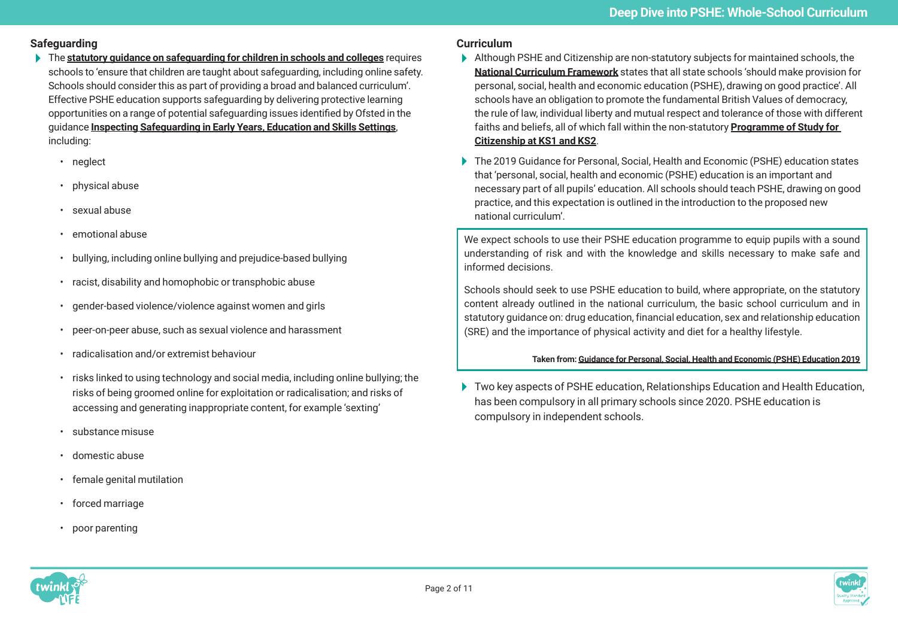## Safeguarding

- The **statutory guidance on safeguarding for children in schools and colleges** requires schools to 'ensure that children are taught about safeguarding, including online safety. Schools should consider this as part of providing a broad and balanced curriculum'. Effective PSHE education supports safeguarding by delivering protective learning opportunities on a range of potential safeguarding issues identified by Ofsted in the guidance **Inspecting Safeguarding in Early Years, Education and Skills Settings**, including:
  - neglect
  - physical abuse
  - sexual abuse
  - emotional abuse
  - bullying, including online bullying and prejudice-based bullying
  - racist, disability and homophobic or transphobic abuse
  - gender-based violence/violence against women and girls
  - peer-on-peer abuse, such as sexual violence and harassment
  - radicalisation and/or extremist behaviour
  - risks linked to using technology and social media, including online bullying; the risks of being groomed online for exploitation or radicalisation; and risks of accessing and generating inappropriate content, for example 'sexting'
  - substance misuse
  - domestic abuse
  - female genital mutilation
  - forced marriage
  - poor parenting

## Curriculum

- Although PSHE and Citizenship are non-statutory subjects for maintained schools, the **National Curriculum Framework** states that all state schools 'should make provision for personal, social, health and economic education (PSHE), drawing on good practice'. All schools have an obligation to promote the fundamental British Values of democracy, the rule of law, individual liberty and mutual respect and tolerance of those with different faiths and beliefs, all of which fall within the non-statutory **Programme of Study for Citizenship at KS1 and KS2**.
- The 2019 Guidance for Personal, Social, Health and Economic (PSHE) education states that 'personal, social, health and economic (PSHE) education is an important and necessary part of all pupils' education. All schools should teach PSHE, drawing on good practice, and this expectation is outlined in the introduction to the proposed new national curriculum'.

> We expect schools to use their PSHE education programme to equip pupils with a sound understanding of risk and with the knowledge and skills necessary to make safe and informed decisions.
>
> Schools should seek to use PSHE education to build, where appropriate, on the statutory content already outlined in the national curriculum, the basic school curriculum and in statutory guidance on: drug education, financial education, sex and relationship education (SRE) and the importance of physical activity and diet for a healthy lifestyle.
>
> **Taken from: Guidance for Personal, Social, Health and Economic (PSHE) Education 2019**

- Two key aspects of PSHE education, Relationships Education and Health Education, has been compulsory in all primary schools since 2020. PSHE education is compulsory in independent schools.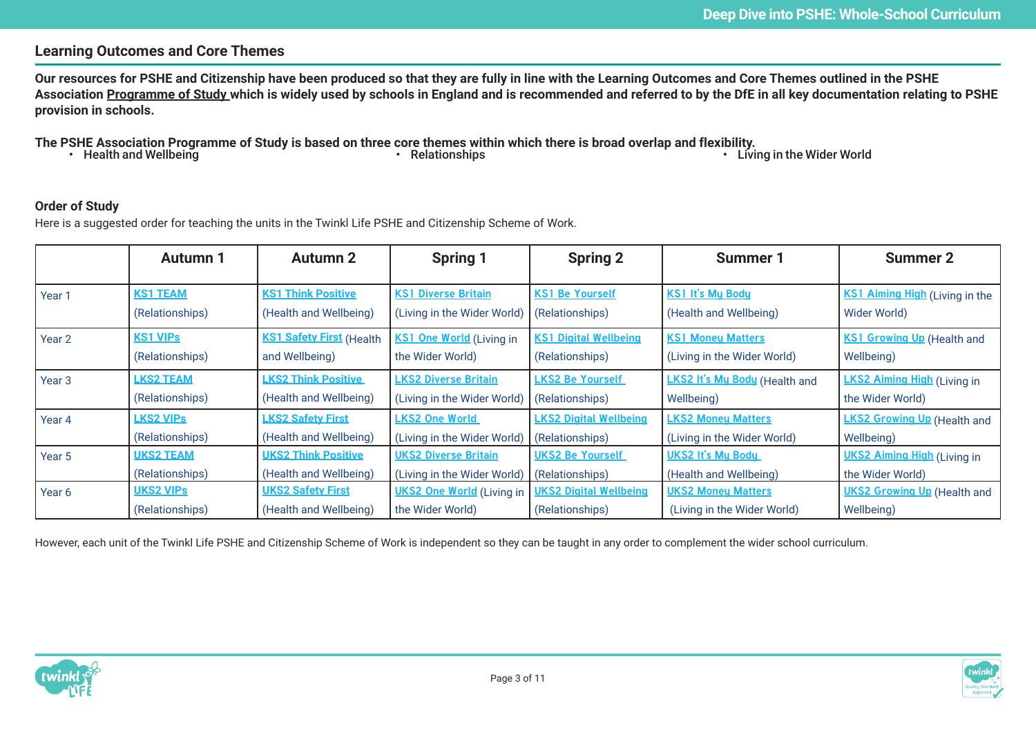## Learning Outcomes and Core Themes

**Our resources for PSHE and Citizenship have been produced so that they are fully in line with the Learning Outcomes and Core Themes outlined in the PSHE Association Programme of Study which is widely used by schools in England and is recommended and referred to by the DfE in all key documentation relating to PSHE provision in schools.**

**The PSHE Association Programme of Study is based on three core themes within which there is broad overlap and flexibility.**

- Health and Wellbeing
- Relationships
- Living in the Wider World

### Order of Study

Here is a suggested order for teaching the units in the Twinkl Life PSHE and Citizenship Scheme of Work.

| | Autumn 1 | Autumn 2 | Spring 1 | Spring 2 | Summer 1 | Summer 2 |
|---|---|---|---|---|---|---|
| Year 1 | KS1 TEAM (Relationships) | KS1 Think Positive (Health and Wellbeing) | KS1 Diverse Britain (Living in the Wider World) | KS1 Be Yourself (Relationships) | KS1 It's My Body (Health and Wellbeing) | KS1 Aiming High (Living in the Wider World) |
| Year 2 | KS1 VIPs (Relationships) | KS1 Safety First (Health and Wellbeing) | KS1 One World (Living in the Wider World) | KS1 Digital Wellbeing (Relationships) | KS1 Money Matters (Living in the Wider World) | KS1 Growing Up (Health and Wellbeing) |
| Year 3 | LKS2 TEAM (Relationships) | LKS2 Think Positive (Health and Wellbeing) | LKS2 Diverse Britain (Living in the Wider World) | LKS2 Be Yourself (Relationships) | LKS2 It's My Body (Health and Wellbeing) | LKS2 Aiming High (Living in the Wider World) |
| Year 4 | LKS2 VIPs (Relationships) | LKS2 Safety First (Health and Wellbeing) | LKS2 One World (Living in the Wider World) | LKS2 Digital Wellbeing (Relationships) | LKS2 Money Matters (Living in the Wider World) | LKS2 Growing Up (Health and Wellbeing) |
| Year 5 | UKS2 TEAM (Relationships) | UKS2 Think Positive (Health and Wellbeing) | UKS2 Diverse Britain (Living in the Wider World) | UKS2 Be Yourself (Relationships) | UKS2 It's My Body (Health and Wellbeing) | UKS2 Aiming High (Living in the Wider World) |
| Year 6 | UKS2 VIPs (Relationships) | UKS2 Safety First (Health and Wellbeing) | UKS2 One World (Living in the Wider World) | UKS2 Digital Wellbeing (Relationships) | UKS2 Money Matters (Living in the Wider World) | UKS2 Growing Up (Health and Wellbeing) |

However, each unit of the Twinkl Life PSHE and Citizenship Scheme of Work is independent so they can be taught in any order to complement the wider school curriculum.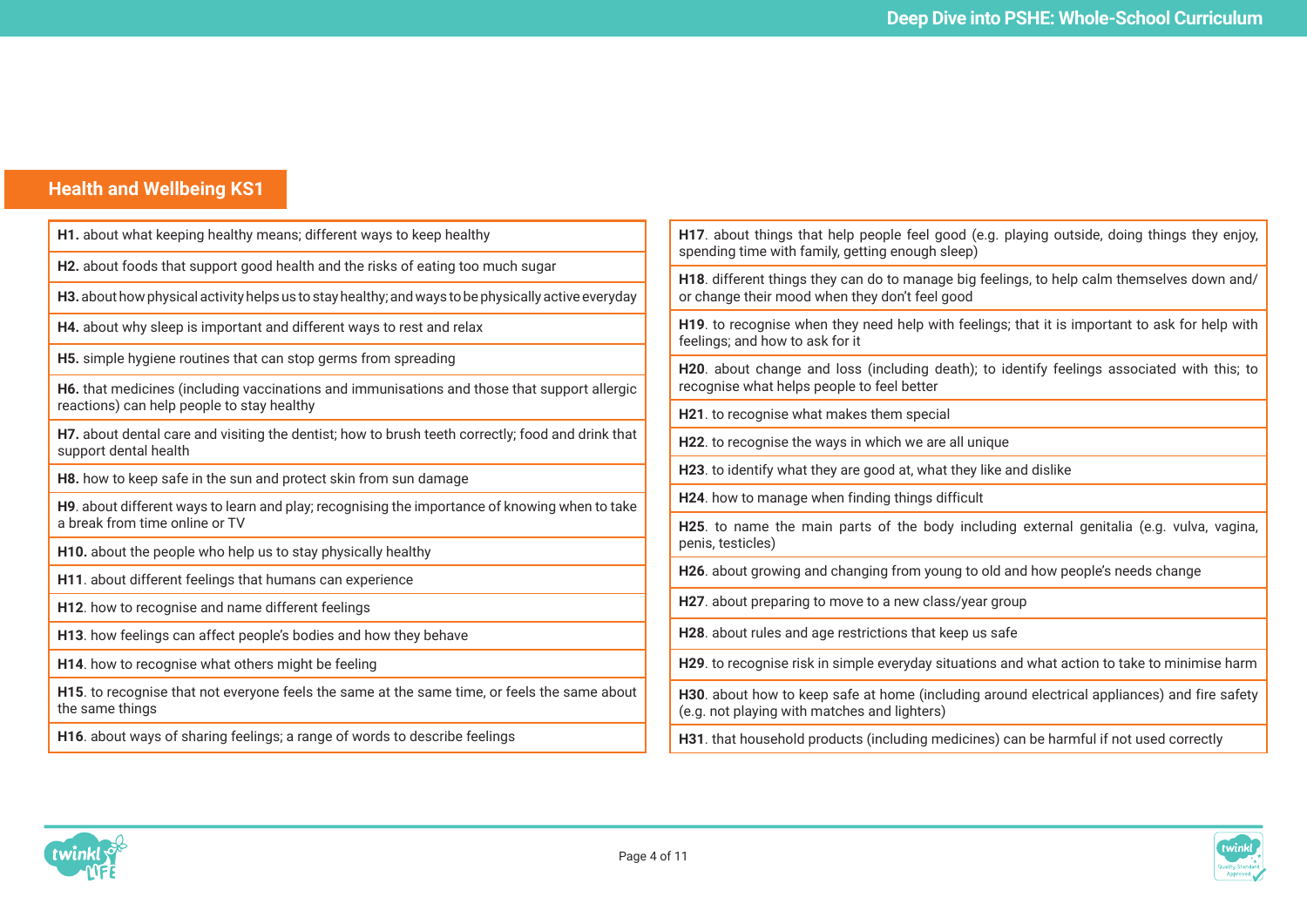## Health and Wellbeing KS1

**H1.** about what keeping healthy means; different ways to keep healthy

**H2.** about foods that support good health and the risks of eating too much sugar

**H3.** about how physical activity helps us to stay healthy; and ways to be physically active everyday

**H4.** about why sleep is important and different ways to rest and relax

**H5.** simple hygiene routines that can stop germs from spreading

**H6.** that medicines (including vaccinations and immunisations and those that support allergic reactions) can help people to stay healthy

**H7.** about dental care and visiting the dentist; how to brush teeth correctly; food and drink that support dental health

**H8.** how to keep safe in the sun and protect skin from sun damage

**H9**. about different ways to learn and play; recognising the importance of knowing when to take a break from time online or TV

**H10.** about the people who help us to stay physically healthy

**H11**. about different feelings that humans can experience

**H12**. how to recognise and name different feelings

**H13**. how feelings can affect people's bodies and how they behave

**H14**. how to recognise what others might be feeling

**H15**. to recognise that not everyone feels the same at the same time, or feels the same about the same things

**H16**. about ways of sharing feelings; a range of words to describe feelings

**H17**. about things that help people feel good (e.g. playing outside, doing things they enjoy, spending time with family, getting enough sleep)

**H18**. different things they can do to manage big feelings, to help calm themselves down and/or change their mood when they don't feel good

**H19**. to recognise when they need help with feelings; that it is important to ask for help with feelings; and how to ask for it

**H20**. about change and loss (including death); to identify feelings associated with this; to recognise what helps people to feel better

**H21**. to recognise what makes them special

**H22**. to recognise the ways in which we are all unique

**H23**. to identify what they are good at, what they like and dislike

**H24**. how to manage when finding things difficult

**H25**. to name the main parts of the body including external genitalia (e.g. vulva, vagina, penis, testicles)

**H26**. about growing and changing from young to old and how people's needs change

**H27**. about preparing to move to a new class/year group

**H28**. about rules and age restrictions that keep us safe

**H29**. to recognise risk in simple everyday situations and what action to take to minimise harm

**H30**. about how to keep safe at home (including around electrical appliances) and fire safety (e.g. not playing with matches and lighters)

**H31**. that household products (including medicines) can be harmful if not used correctly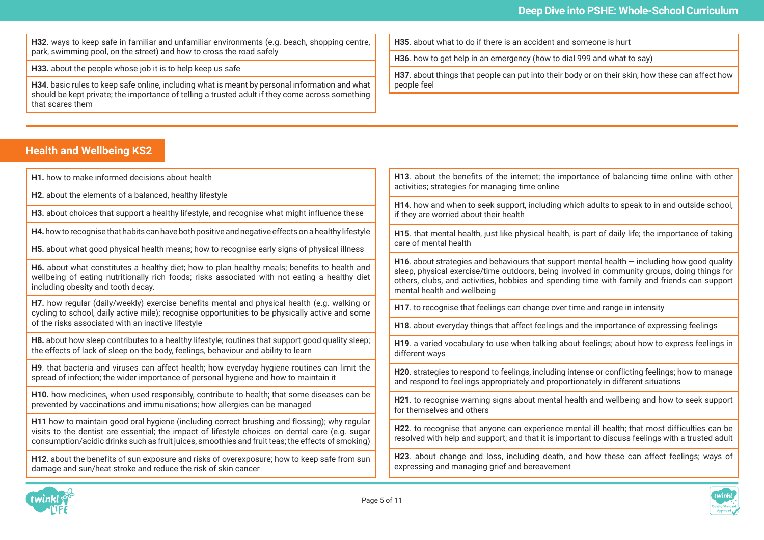**H32**. ways to keep safe in familiar and unfamiliar environments (e.g. beach, shopping centre, park, swimming pool, on the street) and how to cross the road safely

**H33.** about the people whose job it is to help keep us safe

**H34**. basic rules to keep safe online, including what is meant by personal information and what should be kept private; the importance of telling a trusted adult if they come across something that scares them

**H35**. about what to do if there is an accident and someone is hurt

**H36**. how to get help in an emergency (how to dial 999 and what to say)

**H37**. about things that people can put into their body or on their skin; how these can affect how people feel

## Health and Wellbeing KS2

**H1.** how to make informed decisions about health

**H2.** about the elements of a balanced, healthy lifestyle

**H3.** about choices that support a healthy lifestyle, and recognise what might influence these

**H4.** how to recognise that habits can have both positive and negative effects on a healthy lifestyle

**H5.** about what good physical health means; how to recognise early signs of physical illness

**H6.** about what constitutes a healthy diet; how to plan healthy meals; benefits to health and wellbeing of eating nutritionally rich foods; risks associated with not eating a healthy diet including obesity and tooth decay.

**H7.** how regular (daily/weekly) exercise benefits mental and physical health (e.g. walking or cycling to school, daily active mile); recognise opportunities to be physically active and some of the risks associated with an inactive lifestyle

**H8.** about how sleep contributes to a healthy lifestyle; routines that support good quality sleep; the effects of lack of sleep on the body, feelings, behaviour and ability to learn

**H9**. that bacteria and viruses can affect health; how everyday hygiene routines can limit the spread of infection; the wider importance of personal hygiene and how to maintain it

**H10.** how medicines, when used responsibly, contribute to health; that some diseases can be prevented by vaccinations and immunisations; how allergies can be managed

**H11** how to maintain good oral hygiene (including correct brushing and flossing); why regular visits to the dentist are essential; the impact of lifestyle choices on dental care (e.g. sugar consumption/acidic drinks such as fruit juices, smoothies and fruit teas; the effects of smoking)

**H12**. about the benefits of sun exposure and risks of overexposure; how to keep safe from sun damage and sun/heat stroke and reduce the risk of skin cancer

**H13**. about the benefits of the internet; the importance of balancing time online with other activities; strategies for managing time online

**H14**. how and when to seek support, including which adults to speak to in and outside school, if they are worried about their health

**H15**. that mental health, just like physical health, is part of daily life; the importance of taking care of mental health

**H16**. about strategies and behaviours that support mental health — including how good quality sleep, physical exercise/time outdoors, being involved in community groups, doing things for others, clubs, and activities, hobbies and spending time with family and friends can support mental health and wellbeing

**H17**. to recognise that feelings can change over time and range in intensity

**H18**. about everyday things that affect feelings and the importance of expressing feelings

**H19**. a varied vocabulary to use when talking about feelings; about how to express feelings in different ways

**H20**. strategies to respond to feelings, including intense or conflicting feelings; how to manage and respond to feelings appropriately and proportionately in different situations

**H21**. to recognise warning signs about mental health and wellbeing and how to seek support for themselves and others

**H22**. to recognise that anyone can experience mental ill health; that most difficulties can be resolved with help and support; and that it is important to discuss feelings with a trusted adult

**H23**. about change and loss, including death, and how these can affect feelings; ways of expressing and managing grief and bereavement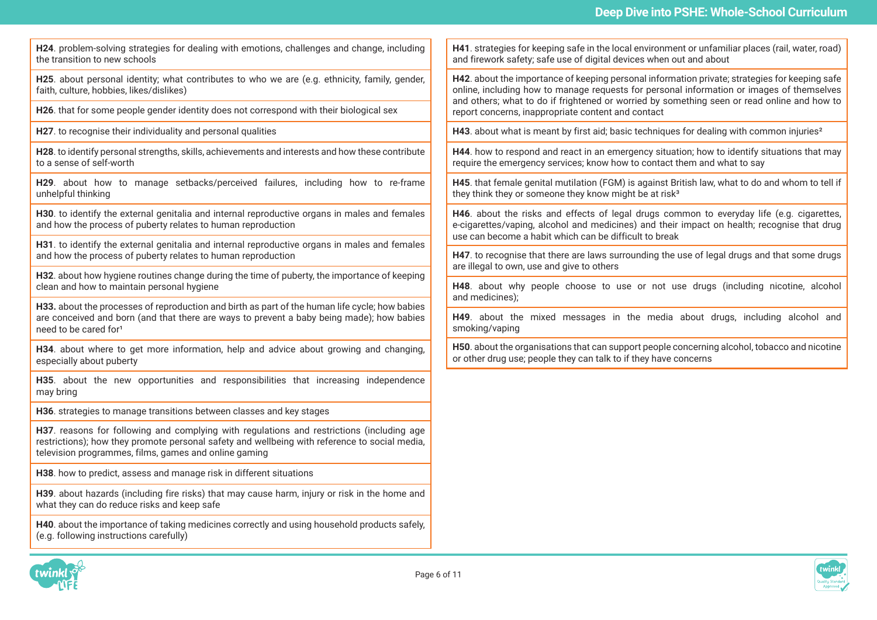**H24**. problem-solving strategies for dealing with emotions, challenges and change, including the transition to new schools

**H25**. about personal identity; what contributes to who we are (e.g. ethnicity, family, gender, faith, culture, hobbies, likes/dislikes)

**H26**. that for some people gender identity does not correspond with their biological sex

**H27**. to recognise their individuality and personal qualities

**H28**. to identify personal strengths, skills, achievements and interests and how these contribute to a sense of self-worth

**H29**. about how to manage setbacks/perceived failures, including how to re-frame unhelpful thinking

**H30**. to identify the external genitalia and internal reproductive organs in males and females and how the process of puberty relates to human reproduction

**H31**. to identify the external genitalia and internal reproductive organs in males and females and how the process of puberty relates to human reproduction

**H32**. about how hygiene routines change during the time of puberty, the importance of keeping clean and how to maintain personal hygiene

**H33.** about the processes of reproduction and birth as part of the human life cycle; how babies are conceived and born (and that there are ways to prevent a baby being made); how babies need to be cared for[1]

**H34**. about where to get more information, help and advice about growing and changing, especially about puberty

**H35**. about the new opportunities and responsibilities that increasing independence may bring

**H36**. strategies to manage transitions between classes and key stages

**H37**. reasons for following and complying with regulations and restrictions (including age restrictions); how they promote personal safety and wellbeing with reference to social media, television programmes, films, games and online gaming

**H38**. how to predict, assess and manage risk in different situations

**H39**. about hazards (including fire risks) that may cause harm, injury or risk in the home and what they can do reduce risks and keep safe

**H40**. about the importance of taking medicines correctly and using household products safely, (e.g. following instructions carefully)

**H41**. strategies for keeping safe in the local environment or unfamiliar places (rail, water, road) and firework safety; safe use of digital devices when out and about

**H42**. about the importance of keeping personal information private; strategies for keeping safe online, including how to manage requests for personal information or images of themselves and others; what to do if frightened or worried by something seen or read online and how to report concerns, inappropriate content and contact

**H43**. about what is meant by first aid; basic techniques for dealing with common injuries[2]

**H44**. how to respond and react in an emergency situation; how to identify situations that may require the emergency services; know how to contact them and what to say

**H45**. that female genital mutilation (FGM) is against British law, what to do and whom to tell if they think they or someone they know might be at risk[3]

**H46**. about the risks and effects of legal drugs common to everyday life (e.g. cigarettes, e-cigarettes/vaping, alcohol and medicines) and their impact on health; recognise that drug use can become a habit which can be difficult to break

**H47**. to recognise that there are laws surrounding the use of legal drugs and that some drugs are illegal to own, use and give to others

**H48**. about why people choose to use or not use drugs (including nicotine, alcohol and medicines);

**H49**. about the mixed messages in the media about drugs, including alcohol and smoking/vaping

**H50**. about the organisations that can support people concerning alcohol, tobacco and nicotine or other drug use; people they can talk to if they have concerns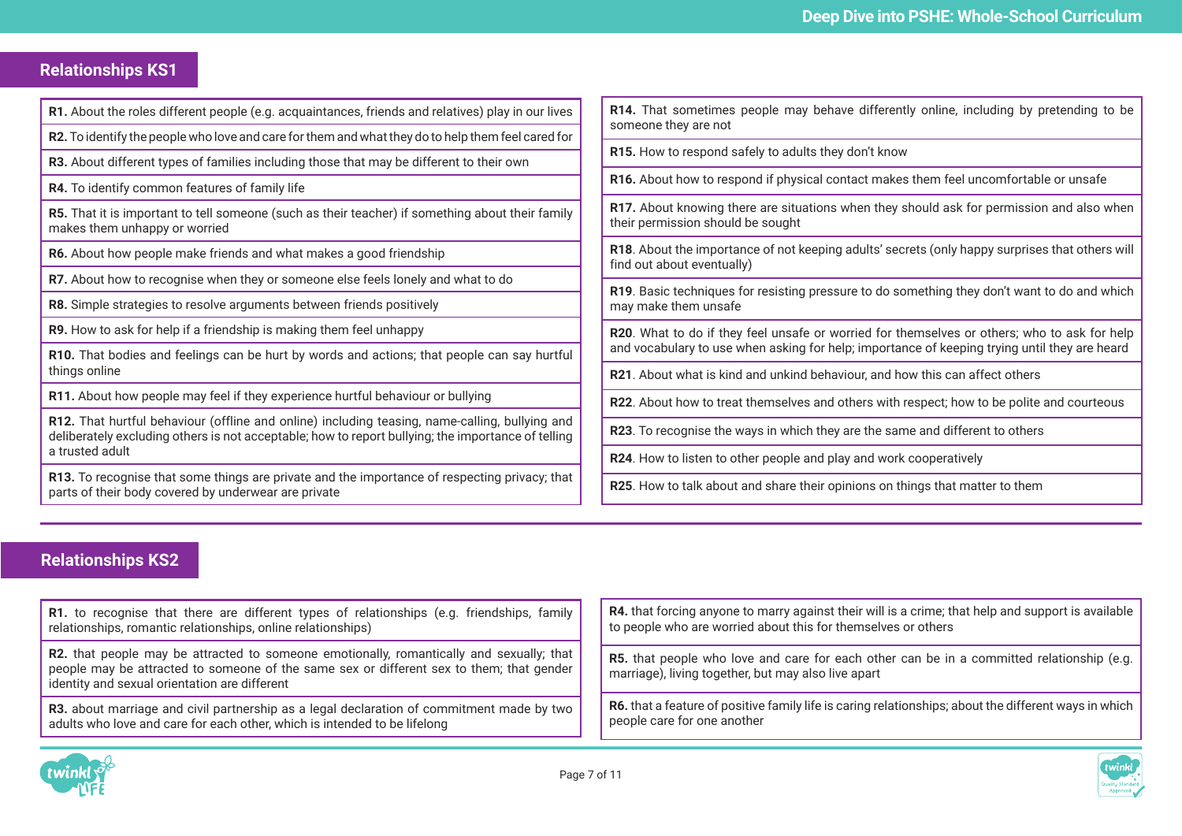## Relationships KS1

**R1.** About the roles different people (e.g. acquaintances, friends and relatives) play in our lives

**R2.** To identify the people who love and care for them and what they do to help them feel cared for

**R3.** About different types of families including those that may be different to their own

**R4.** To identify common features of family life

**R5.** That it is important to tell someone (such as their teacher) if something about their family makes them unhappy or worried

**R6.** About how people make friends and what makes a good friendship

**R7.** About how to recognise when they or someone else feels lonely and what to do

**R8.** Simple strategies to resolve arguments between friends positively

**R9.** How to ask for help if a friendship is making them feel unhappy

**R10.** That bodies and feelings can be hurt by words and actions; that people can say hurtful things online

**R11.** About how people may feel if they experience hurtful behaviour or bullying

**R12.** That hurtful behaviour (offline and online) including teasing, name-calling, bullying and deliberately excluding others is not acceptable; how to report bullying; the importance of telling a trusted adult

**R13.** To recognise that some things are private and the importance of respecting privacy; that parts of their body covered by underwear are private

**R14.** That sometimes people may behave differently online, including by pretending to be someone they are not

**R15.** How to respond safely to adults they don't know

**R16.** About how to respond if physical contact makes them feel uncomfortable or unsafe

**R17.** About knowing there are situations when they should ask for permission and also when their permission should be sought

**R18**. About the importance of not keeping adults' secrets (only happy surprises that others will find out about eventually)

**R19**. Basic techniques for resisting pressure to do something they don't want to do and which may make them unsafe

**R20**. What to do if they feel unsafe or worried for themselves or others; who to ask for help and vocabulary to use when asking for help; importance of keeping trying until they are heard

**R21**. About what is kind and unkind behaviour, and how this can affect others

**R22**. About how to treat themselves and others with respect; how to be polite and courteous

**R23**. To recognise the ways in which they are the same and different to others

**R24**. How to listen to other people and play and work cooperatively

**R25**. How to talk about and share their opinions on things that matter to them

## Relationships KS2

**R1.** to recognise that there are different types of relationships (e.g. friendships, family relationships, romantic relationships, online relationships)

**R2.** that people may be attracted to someone emotionally, romantically and sexually; that people may be attracted to someone of the same sex or different sex to them; that gender identity and sexual orientation are different

**R3.** about marriage and civil partnership as a legal declaration of commitment made by two adults who love and care for each other, which is intended to be lifelong

**R4.** that forcing anyone to marry against their will is a crime; that help and support is available to people who are worried about this for themselves or others

**R5.** that people who love and care for each other can be in a committed relationship (e.g. marriage), living together, but may also live apart

**R6.** that a feature of positive family life is caring relationships; about the different ways in which people care for one another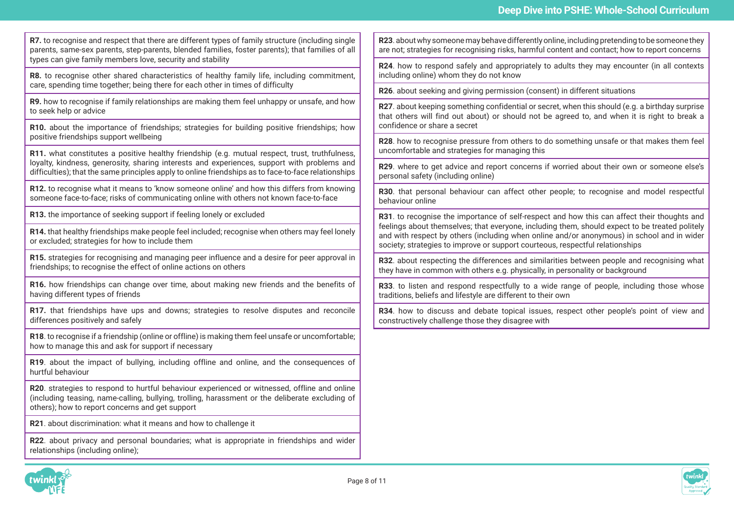**R7.** to recognise and respect that there are different types of family structure (including single parents, same-sex parents, step-parents, blended families, foster parents); that families of all types can give family members love, security and stability

**R8.** to recognise other shared characteristics of healthy family life, including commitment, care, spending time together; being there for each other in times of difficulty

**R9.** how to recognise if family relationships are making them feel unhappy or unsafe, and how to seek help or advice

**R10.** about the importance of friendships; strategies for building positive friendships; how positive friendships support wellbeing

**R11.** what constitutes a positive healthy friendship (e.g. mutual respect, trust, truthfulness, loyalty, kindness, generosity, sharing interests and experiences, support with problems and difficulties); that the same principles apply to online friendships as to face-to-face relationships

**R12.** to recognise what it means to 'know someone online' and how this differs from knowing someone face-to-face; risks of communicating online with others not known face-to-face

**R13.** the importance of seeking support if feeling lonely or excluded

**R14.** that healthy friendships make people feel included; recognise when others may feel lonely or excluded; strategies for how to include them

**R15.** strategies for recognising and managing peer influence and a desire for peer approval in friendships; to recognise the effect of online actions on others

**R16.** how friendships can change over time, about making new friends and the benefits of having different types of friends

**R17.** that friendships have ups and downs; strategies to resolve disputes and reconcile differences positively and safely

**R18**. to recognise if a friendship (online or offline) is making them feel unsafe or uncomfortable; how to manage this and ask for support if necessary

**R19**. about the impact of bullying, including offline and online, and the consequences of hurtful behaviour

**R20**. strategies to respond to hurtful behaviour experienced or witnessed, offline and online (including teasing, name-calling, bullying, trolling, harassment or the deliberate excluding of others); how to report concerns and get support

**R21**. about discrimination: what it means and how to challenge it

**R22**. about privacy and personal boundaries; what is appropriate in friendships and wider relationships (including online);

**R23**. about why someone may behave differently online, including pretending to be someone they are not; strategies for recognising risks, harmful content and contact; how to report concerns

**R24**. how to respond safely and appropriately to adults they may encounter (in all contexts including online) whom they do not know

**R26**. about seeking and giving permission (consent) in different situations

**R27**. about keeping something confidential or secret, when this should (e.g. a birthday surprise that others will find out about) or should not be agreed to, and when it is right to break a confidence or share a secret

**R28**. how to recognise pressure from others to do something unsafe or that makes them feel uncomfortable and strategies for managing this

**R29**. where to get advice and report concerns if worried about their own or someone else's personal safety (including online)

**R30**. that personal behaviour can affect other people; to recognise and model respectful behaviour online

**R31**. to recognise the importance of self-respect and how this can affect their thoughts and feelings about themselves; that everyone, including them, should expect to be treated politely and with respect by others (including when online and/or anonymous) in school and in wider society; strategies to improve or support courteous, respectful relationships

**R32**. about respecting the differences and similarities between people and recognising what they have in common with others e.g. physically, in personality or background

**R33**. to listen and respond respectfully to a wide range of people, including those whose traditions, beliefs and lifestyle are different to their own

**R34**. how to discuss and debate topical issues, respect other people's point of view and constructively challenge those they disagree with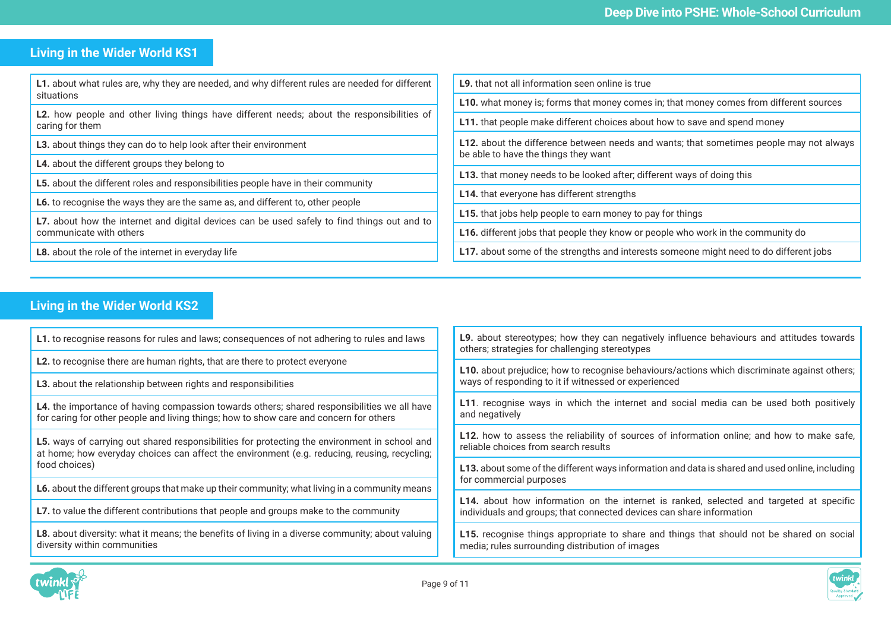## Living in the Wider World KS1

**L1.** about what rules are, why they are needed, and why different rules are needed for different situations

**L2.** how people and other living things have different needs; about the responsibilities of caring for them

**L3.** about things they can do to help look after their environment

**L4.** about the different groups they belong to

**L5.** about the different roles and responsibilities people have in their community

**L6.** to recognise the ways they are the same as, and different to, other people

**L7.** about how the internet and digital devices can be used safely to find things out and to communicate with others

**L8.** about the role of the internet in everyday life

**L9.** that not all information seen online is true

**L10.** what money is; forms that money comes in; that money comes from different sources

**L11.** that people make different choices about how to save and spend money

**L12.** about the difference between needs and wants; that sometimes people may not always be able to have the things they want

**L13.** that money needs to be looked after; different ways of doing this

**L14.** that everyone has different strengths

**L15.** that jobs help people to earn money to pay for things

**L16.** different jobs that people they know or people who work in the community do

**L17.** about some of the strengths and interests someone might need to do different jobs

## Living in the Wider World KS2

**L1.** to recognise reasons for rules and laws; consequences of not adhering to rules and laws

**L2.** to recognise there are human rights, that are there to protect everyone

**L3.** about the relationship between rights and responsibilities

**L4.** the importance of having compassion towards others; shared responsibilities we all have for caring for other people and living things; how to show care and concern for others

**L5.** ways of carrying out shared responsibilities for protecting the environment in school and at home; how everyday choices can affect the environment (e.g. reducing, reusing, recycling; food choices)

**L6.** about the different groups that make up their community; what living in a community means

**L7.** to value the different contributions that people and groups make to the community

**L8.** about diversity: what it means; the benefits of living in a diverse community; about valuing diversity within communities

**L9.** about stereotypes; how they can negatively influence behaviours and attitudes towards others; strategies for challenging stereotypes

**L10.** about prejudice; how to recognise behaviours/actions which discriminate against others; ways of responding to it if witnessed or experienced

**L11**. recognise ways in which the internet and social media can be used both positively and negatively

**L12.** how to assess the reliability of sources of information online; and how to make safe, reliable choices from search results

**L13.** about some of the different ways information and data is shared and used online, including for commercial purposes

**L14.** about how information on the internet is ranked, selected and targeted at specific individuals and groups; that connected devices can share information

**L15.** recognise things appropriate to share and things that should not be shared on social media; rules surrounding distribution of images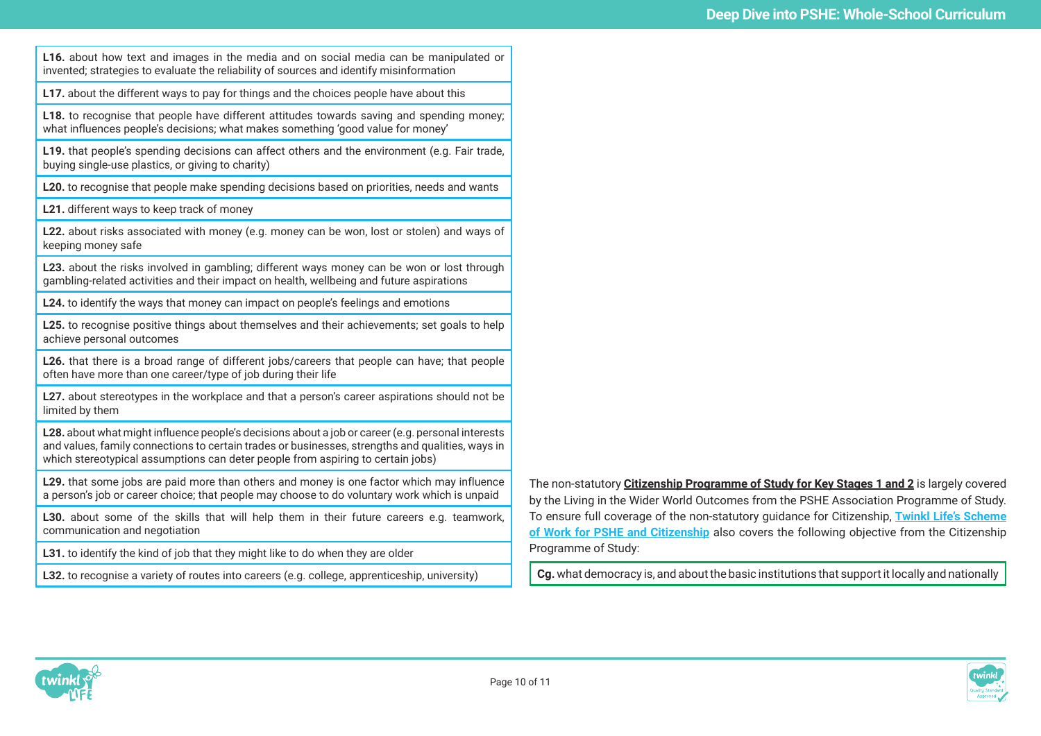**L16.** about how text and images in the media and on social media can be manipulated or invented; strategies to evaluate the reliability of sources and identify misinformation

**L17.** about the different ways to pay for things and the choices people have about this

**L18.** to recognise that people have different attitudes towards saving and spending money; what influences people's decisions; what makes something 'good value for money'

**L19.** that people's spending decisions can affect others and the environment (e.g. Fair trade, buying single-use plastics, or giving to charity)

**L20.** to recognise that people make spending decisions based on priorities, needs and wants

**L21.** different ways to keep track of money

**L22.** about risks associated with money (e.g. money can be won, lost or stolen) and ways of keeping money safe

**L23.** about the risks involved in gambling; different ways money can be won or lost through gambling-related activities and their impact on health, wellbeing and future aspirations

**L24.** to identify the ways that money can impact on people's feelings and emotions

**L25.** to recognise positive things about themselves and their achievements; set goals to help achieve personal outcomes

**L26.** that there is a broad range of different jobs/careers that people can have; that people often have more than one career/type of job during their life

**L27.** about stereotypes in the workplace and that a person's career aspirations should not be limited by them

**L28.** about what might influence people's decisions about a job or career (e.g. personal interests and values, family connections to certain trades or businesses, strengths and qualities, ways in which stereotypical assumptions can deter people from aspiring to certain jobs)

**L29.** that some jobs are paid more than others and money is one factor which may influence a person's job or career choice; that people may choose to do voluntary work which is unpaid

**L30.** about some of the skills that will help them in their future careers e.g. teamwork, communication and negotiation

**L31.** to identify the kind of job that they might like to do when they are older

**L32.** to recognise a variety of routes into careers (e.g. college, apprenticeship, university)

The non-statutory **Citizenship Programme of Study for Key Stages 1 and 2** is largely covered by the Living in the Wider World Outcomes from the PSHE Association Programme of Study. To ensure full coverage of the non-statutory guidance for Citizenship, **Twinkl Life's Scheme of Work for PSHE and Citizenship** also covers the following objective from the Citizenship Programme of Study:

**Cg.** what democracy is, and about the basic institutions that support it locally and nationally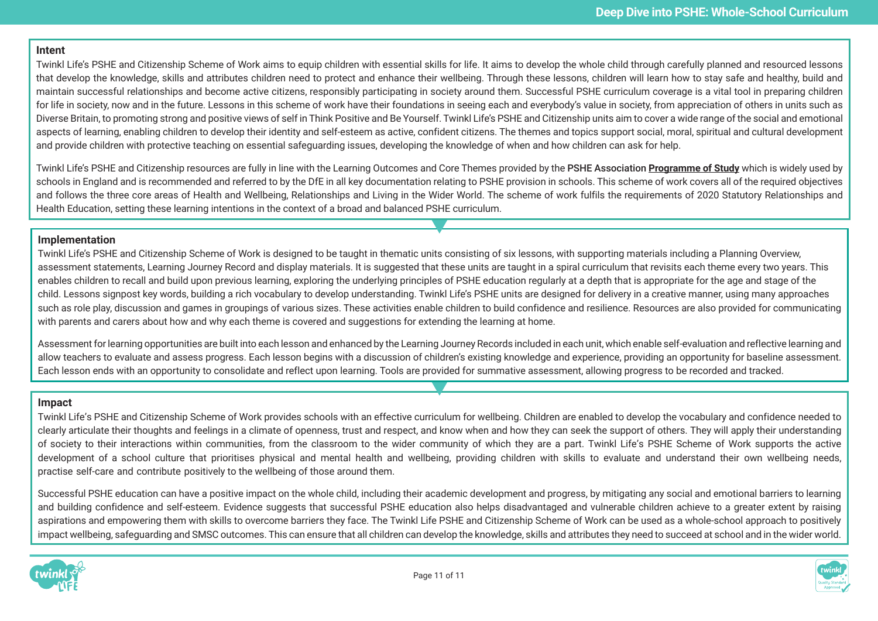## Intent

Twinkl Life's PSHE and Citizenship Scheme of Work aims to equip children with essential skills for life. It aims to develop the whole child through carefully planned and resourced lessons that develop the knowledge, skills and attributes children need to protect and enhance their wellbeing. Through these lessons, children will learn how to stay safe and healthy, build and maintain successful relationships and become active citizens, responsibly participating in society around them. Successful PSHE curriculum coverage is a vital tool in preparing children for life in society, now and in the future. Lessons in this scheme of work have their foundations in seeing each and everybody's value in society, from appreciation of others in units such as Diverse Britain, to promoting strong and positive views of self in Think Positive and Be Yourself. Twinkl Life's PSHE and Citizenship units aim to cover a wide range of the social and emotional aspects of learning, enabling children to develop their identity and self-esteem as active, confident citizens. The themes and topics support social, moral, spiritual and cultural development and provide children with protective teaching on essential safeguarding issues, developing the knowledge of when and how children can ask for help.

Twinkl Life's PSHE and Citizenship resources are fully in line with the Learning Outcomes and Core Themes provided by the **PSHE Association** **Programme of Study** which is widely used by schools in England and is recommended and referred to by the DfE in all key documentation relating to PSHE provision in schools. This scheme of work covers all of the required objectives and follows the three core areas of Health and Wellbeing, Relationships and Living in the Wider World. The scheme of work fulfils the requirements of 2020 Statutory Relationships and Health Education, setting these learning intentions in the context of a broad and balanced PSHE curriculum.

## Implementation

Twinkl Life's PSHE and Citizenship Scheme of Work is designed to be taught in thematic units consisting of six lessons, with supporting materials including a Planning Overview, assessment statements, Learning Journey Record and display materials. It is suggested that these units are taught in a spiral curriculum that revisits each theme every two years. This enables children to recall and build upon previous learning, exploring the underlying principles of PSHE education regularly at a depth that is appropriate for the age and stage of the child. Lessons signpost key words, building a rich vocabulary to develop understanding. Twinkl Life's PSHE units are designed for delivery in a creative manner, using many approaches such as role play, discussion and games in groupings of various sizes. These activities enable children to build confidence and resilience. Resources are also provided for communicating with parents and carers about how and why each theme is covered and suggestions for extending the learning at home.

Assessment for learning opportunities are built into each lesson and enhanced by the Learning Journey Records included in each unit, which enable self-evaluation and reflective learning and allow teachers to evaluate and assess progress. Each lesson begins with a discussion of children's existing knowledge and experience, providing an opportunity for baseline assessment. Each lesson ends with an opportunity to consolidate and reflect upon learning. Tools are provided for summative assessment, allowing progress to be recorded and tracked.

## Impact

Twinkl Life's PSHE and Citizenship Scheme of Work provides schools with an effective curriculum for wellbeing. Children are enabled to develop the vocabulary and confidence needed to clearly articulate their thoughts and feelings in a climate of openness, trust and respect, and know when and how they can seek the support of others. They will apply their understanding of society to their interactions within communities, from the classroom to the wider community of which they are a part. Twinkl Life's PSHE Scheme of Work supports the active development of a school culture that prioritises physical and mental health and wellbeing, providing children with skills to evaluate and understand their own wellbeing needs, practise self-care and contribute positively to the wellbeing of those around them.

Successful PSHE education can have a positive impact on the whole child, including their academic development and progress, by mitigating any social and emotional barriers to learning and building confidence and self-esteem. Evidence suggests that successful PSHE education also helps disadvantaged and vulnerable children achieve to a greater extent by raising aspirations and empowering them with skills to overcome barriers they face. The Twinkl Life PSHE and Citizenship Scheme of Work can be used as a whole-school approach to positively impact wellbeing, safeguarding and SMSC outcomes. This can ensure that all children can develop the knowledge, skills and attributes they need to succeed at school and in the wider world.